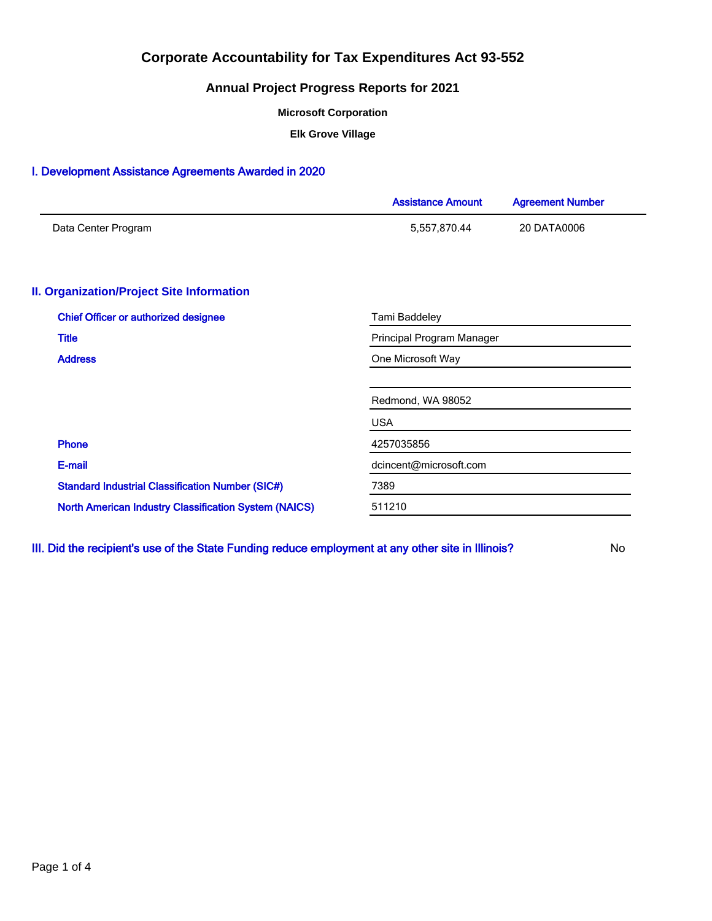# Corporate Accountability for Tax Expenditures Act 93-552

## Annual Project Progress Reports for 2021

**Microsoft Corporation**

**Elk Grove Village**

### I. Development Assistance Agreements Awarded in 2020

| | Assistance Amount | Agreement Number |
|---|---|---|
| Data Center Program | 5,557,870.44 | 20 DATA0006 |

### II. Organization/Project Site Information

| | |
|---|---|
| Chief Officer or authorized designee | Tami Baddeley |
| Title | Principal Program Manager |
| Address | One Microsoft Way |
| | |
| | Redmond, WA 98052 |
| | USA |
| Phone | 4257035856 |
| E-mail | dcincent@microsoft.com |
| Standard Industrial Classification Number (SIC#) | 7389 |
| North American Industry Classification System (NAICS) | 511210 |

### III. Did the recipient's use of the State Funding reduce employment at any other site in Illinois?

No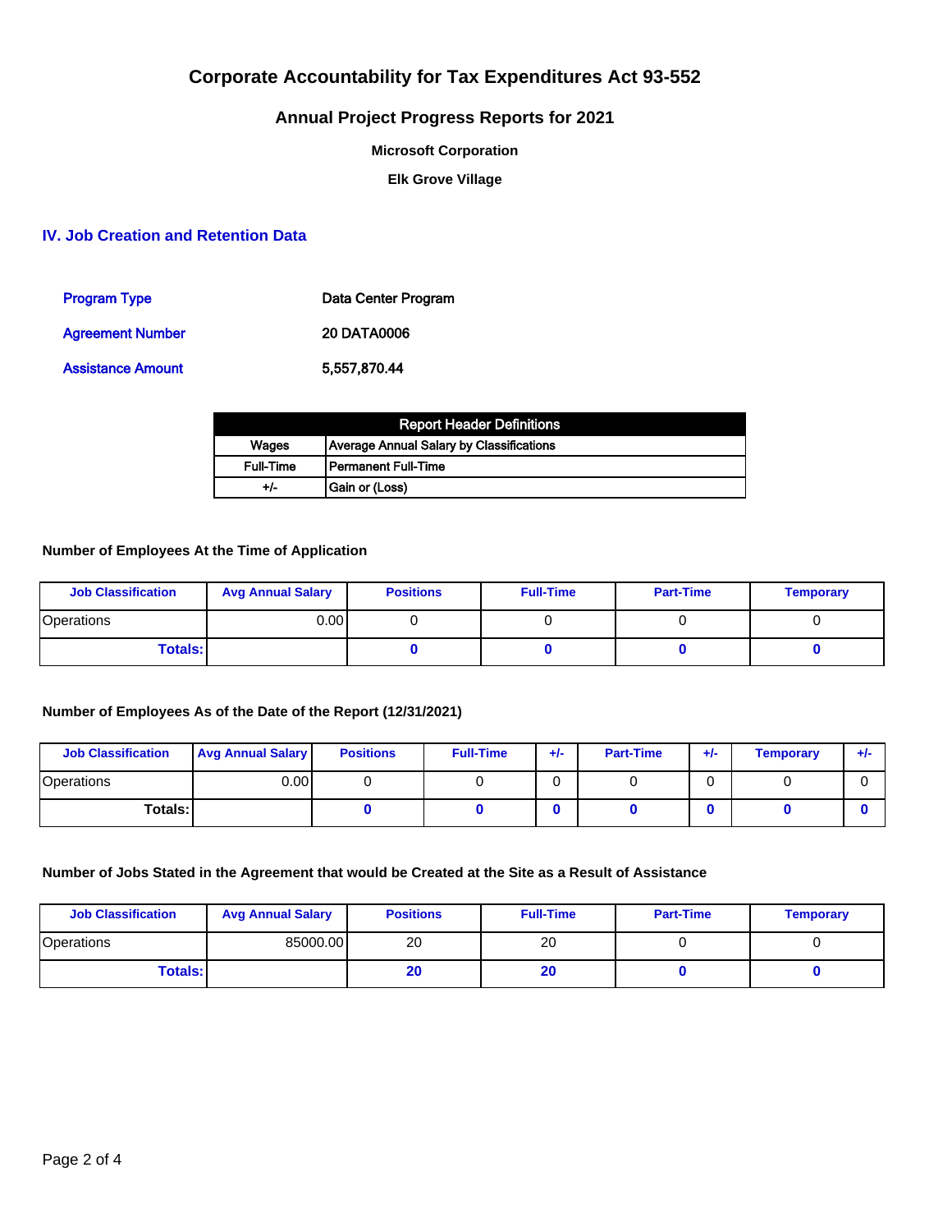# Corporate Accountability for Tax Expenditures Act 93-552

## Annual Project Progress Reports for 2021

**Microsoft Corporation**

**Elk Grove Village**

## IV. Job Creation and Retention Data

| | |
|---|---|
| Program Type | Data Center Program |
| Agreement Number | 20 DATA0006 |
| Assistance Amount | 5,557,870.44 |

| Report Header Definitions | |
|---|---|
| Wages | Average Annual Salary by Classifications |
| Full-Time | Permanent Full-Time |
| +/- | Gain or (Loss) |

### Number of Employees At the Time of Application

| Job Classification | Avg Annual Salary | Positions | Full-Time | Part-Time | Temporary |
|---|---|---|---|---|---|
| Operations | 0.00 | 0 | 0 | 0 | 0 |
| **Totals:** | | **0** | **0** | **0** | **0** |

### Number of Employees As of the Date of the Report (12/31/2021)

| Job Classification | Avg Annual Salary | Positions | Full-Time | +/- | Part-Time | +/- | Temporary | +/- |
|---|---|---|---|---|---|---|---|---|
| Operations | 0.00 | 0 | 0 | 0 | 0 | 0 | 0 | 0 |
| **Totals:** | | **0** | **0** | **0** | **0** | **0** | **0** | **0** |

### Number of Jobs Stated in the Agreement that would be Created at the Site as a Result of Assistance

| Job Classification | Avg Annual Salary | Positions | Full-Time | Part-Time | Temporary |
|---|---|---|---|---|---|
| Operations | 85000.00 | 20 | 20 | 0 | 0 |
| **Totals:** | | **20** | **20** | **0** | **0** |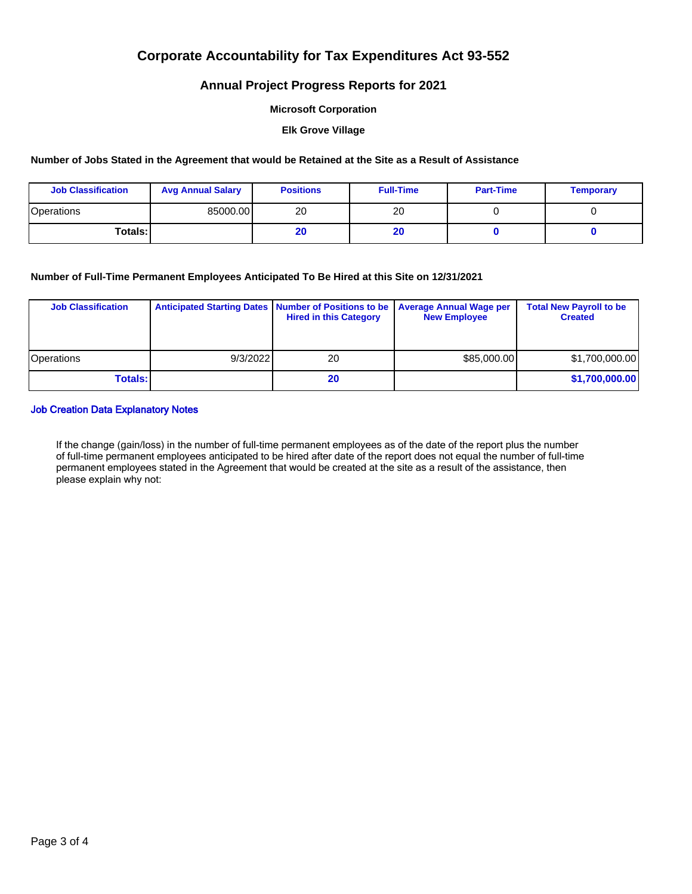# Corporate Accountability for Tax Expenditures Act 93-552

## Annual Project Progress Reports for 2021

### Microsoft Corporation

### Elk Grove Village

**Number of Jobs Stated in the Agreement that would be Retained at the Site as a Result of Assistance**

| Job Classification | Avg Annual Salary | Positions | Full-Time | Part-Time | Temporary |
|---|---|---|---|---|---|
| Operations | 85000.00 | 20 | 20 | 0 | 0 |
| **Totals:** | | **20** | **20** | **0** | **0** |

**Number of Full-Time Permanent Employees Anticipated To Be Hired at this Site on 12/31/2021**

| Job Classification | Anticipated Starting Dates | Number of Positions to be Hired in this Category | Average Annual Wage per New Employee | Total New Payroll to be Created |
|---|---|---|---|---|
| Operations | 9/3/2022 | 20 | $85,000.00 | $1,700,000.00 |
| **Totals:** | | **20** | | **$1,700,000.00** |

**Job Creation Data Explanatory Notes**

If the change (gain/loss) in the number of full-time permanent employees as of the date of the report plus the number of full-time permanent employees anticipated to be hired after date of the report does not equal the number of full-time permanent employees stated in the Agreement that would be created at the site as a result of the assistance, then please explain why not: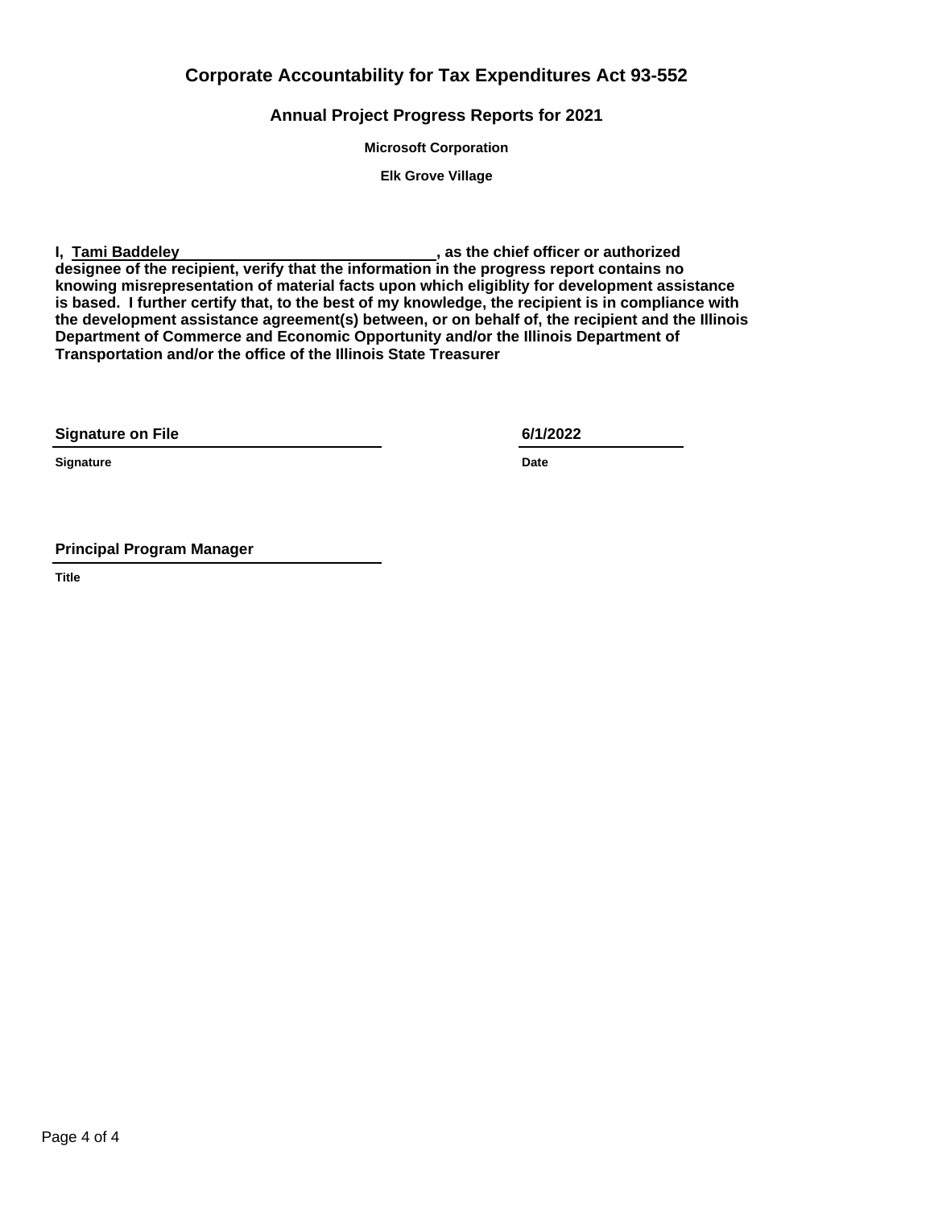# Corporate Accountability for Tax Expenditures Act 93-552

## Annual Project Progress Reports for 2021

**Microsoft Corporation**

**Elk Grove Village**

**I, Tami Baddeley, as the chief officer or authorized designee of the recipient, verify that the information in the progress report contains no knowing misrepresentation of material facts upon which eligiblity for development assistance is based. I further certify that, to the best of my knowledge, the recipient is in compliance with the development assistance agreement(s) between, or on behalf of, the recipient and the Illinois Department of Commerce and Economic Opportunity and/or the Illinois Department of Transportation and/or the office of the Illinois State Treasurer**

**Signature on File**
Signature

**6/1/2022**
Date

**Principal Program Manager**
Title